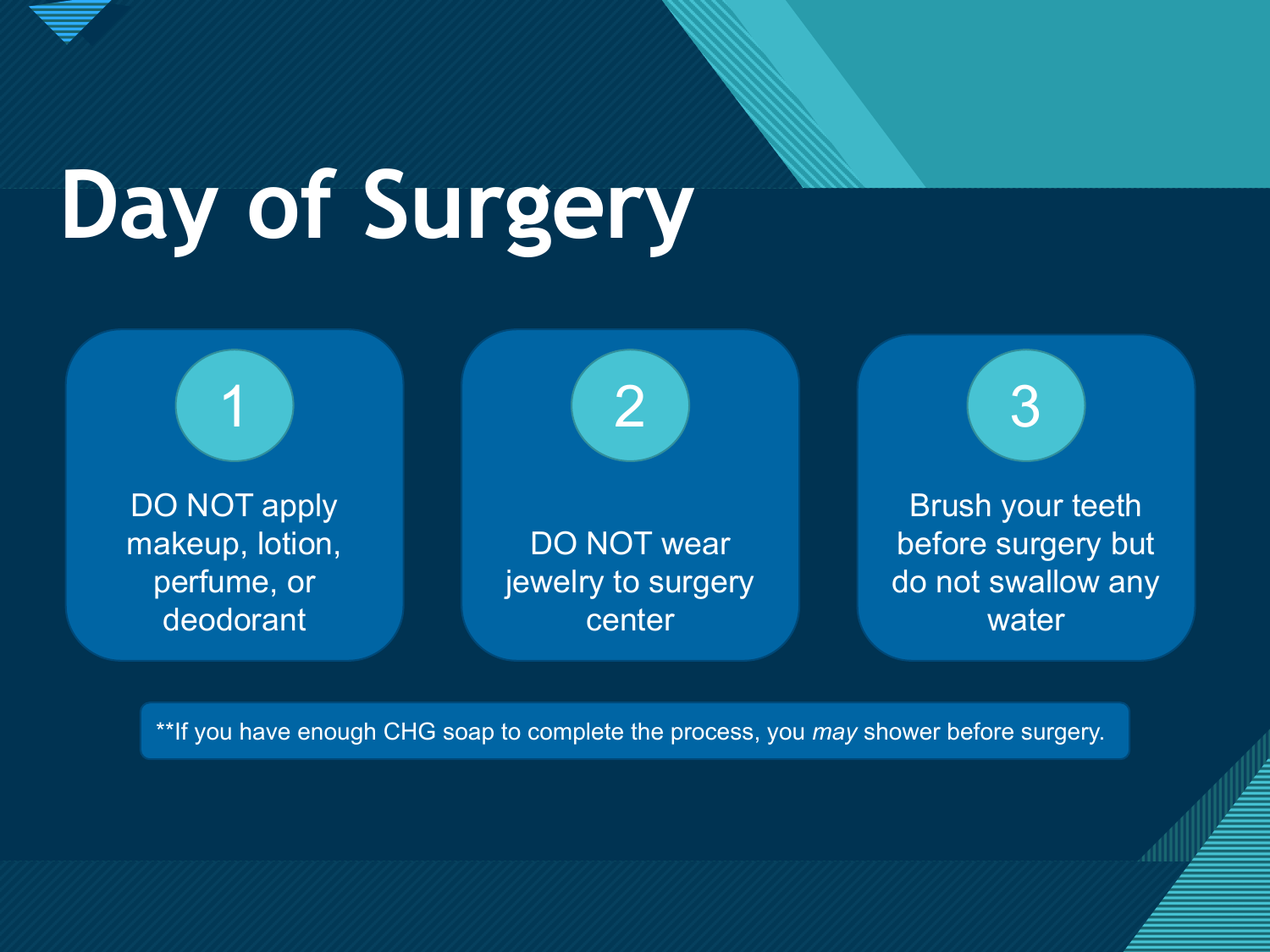# Day of Surgery

1. DO NOT apply makeup, lotion, perfume, or deodorant
2. DO NOT wear jewelry to surgery center
3. Brush your teeth before surgery but do not swallow any water

**If you have enough CHG soap to complete the process, you *may* shower before surgery.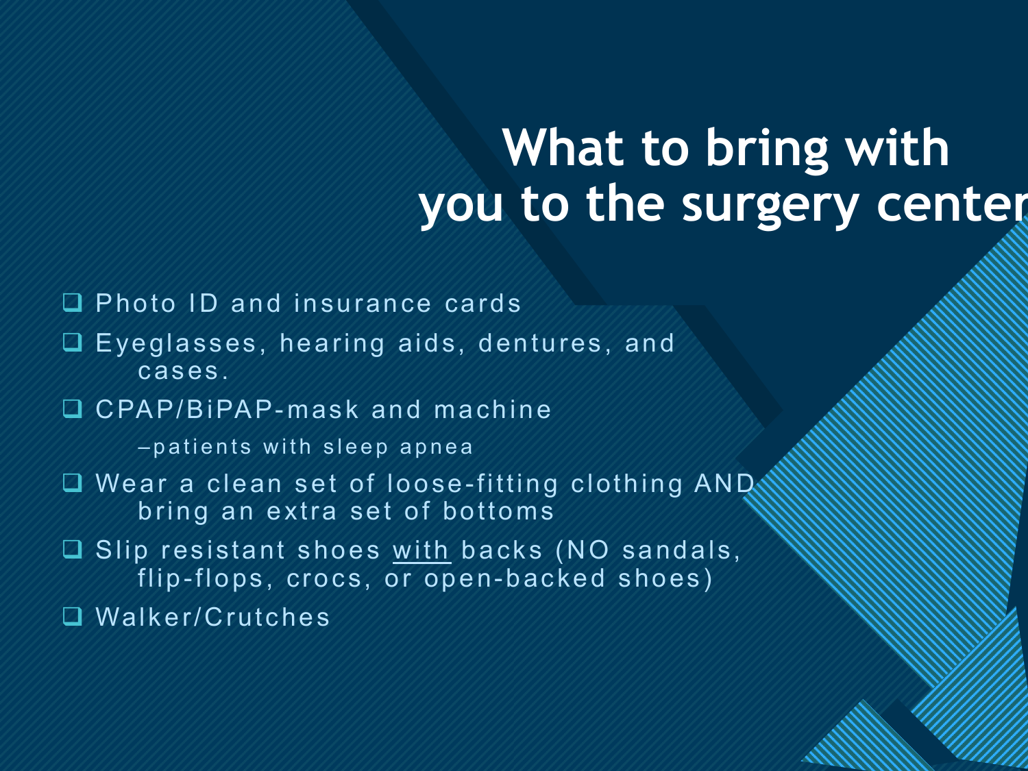# What to bring with you to the surgery center

- Photo ID and insurance cards
- Eyeglasses, hearing aids, dentures, and cases.
- CPAP/BiPAP-mask and machine
  –patients with sleep apnea
- Wear a clean set of loose-fitting clothing AND bring an extra set of bottoms
- Slip resistant shoes <u>with</u> backs (NO sandals, flip-flops, crocs, or open-backed shoes)
- Walker/Crutches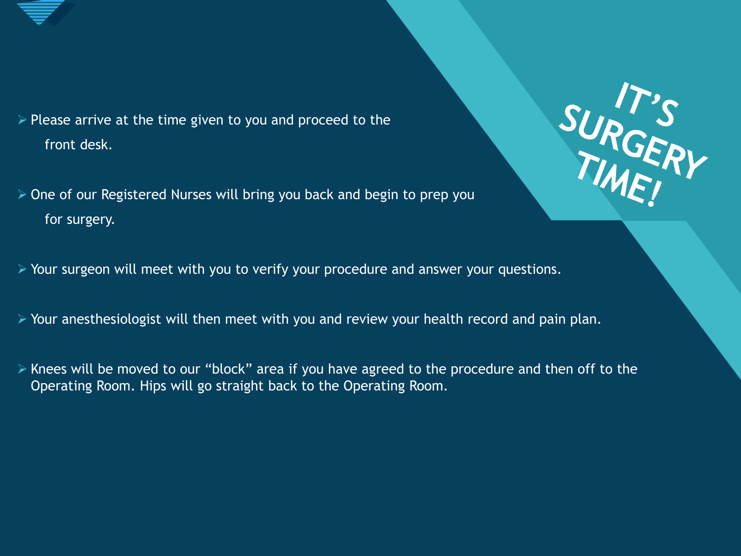# IT'S SURGERY TIME!

- Please arrive at the time given to you and proceed to the front desk.
- One of our Registered Nurses will bring you back and begin to prep you for surgery.
- Your surgeon will meet with you to verify your procedure and answer your questions.
- Your anesthesiologist will then meet with you and review your health record and pain plan.
- Knees will be moved to our "block" area if you have agreed to the procedure and then off to the Operating Room. Hips will go straight back to the Operating Room.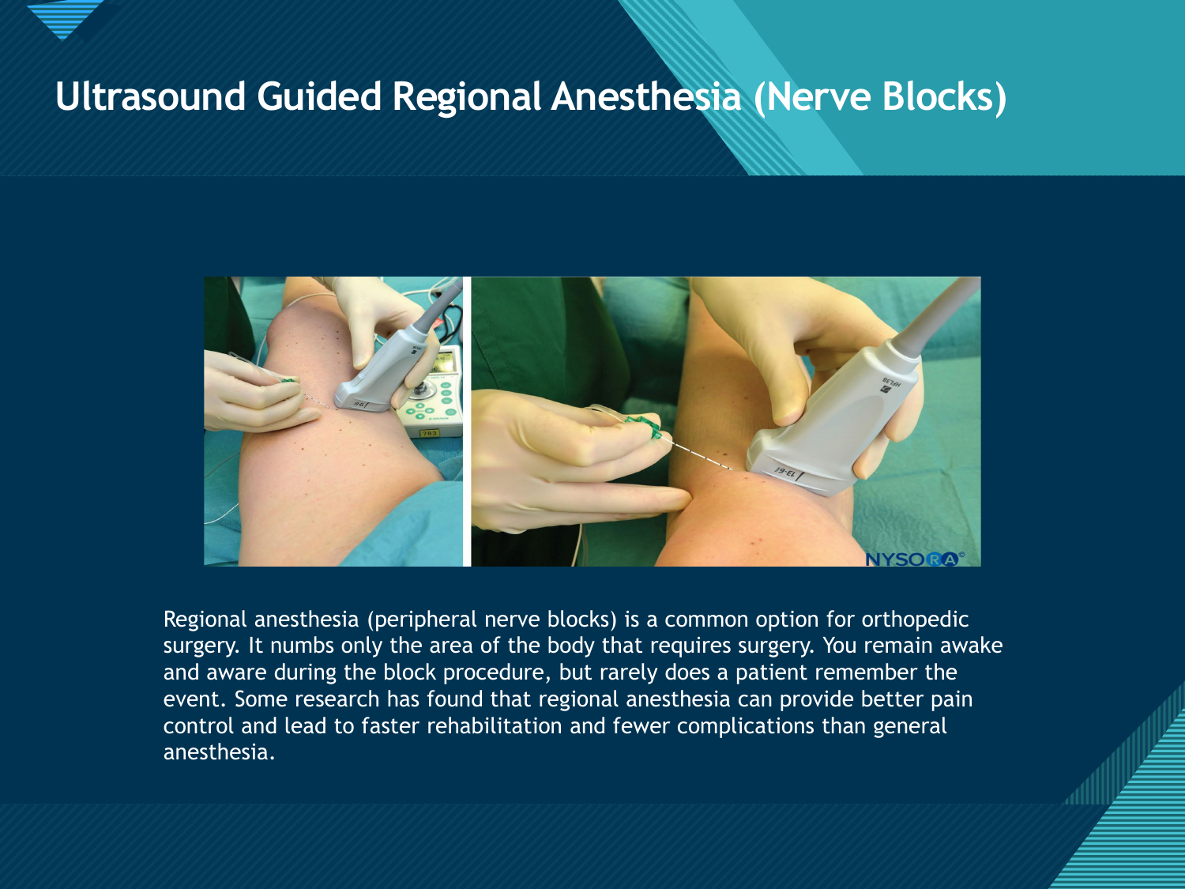# Ultrasound Guided Regional Anesthesia (Nerve Blocks)

Regional anesthesia (peripheral nerve blocks) is a common option for orthopedic surgery. It numbs only the area of the body that requires surgery. You remain awake and aware during the block procedure, but rarely does a patient remember the event. Some research has found that regional anesthesia can provide better pain control and lead to faster rehabilitation and fewer complications than general anesthesia.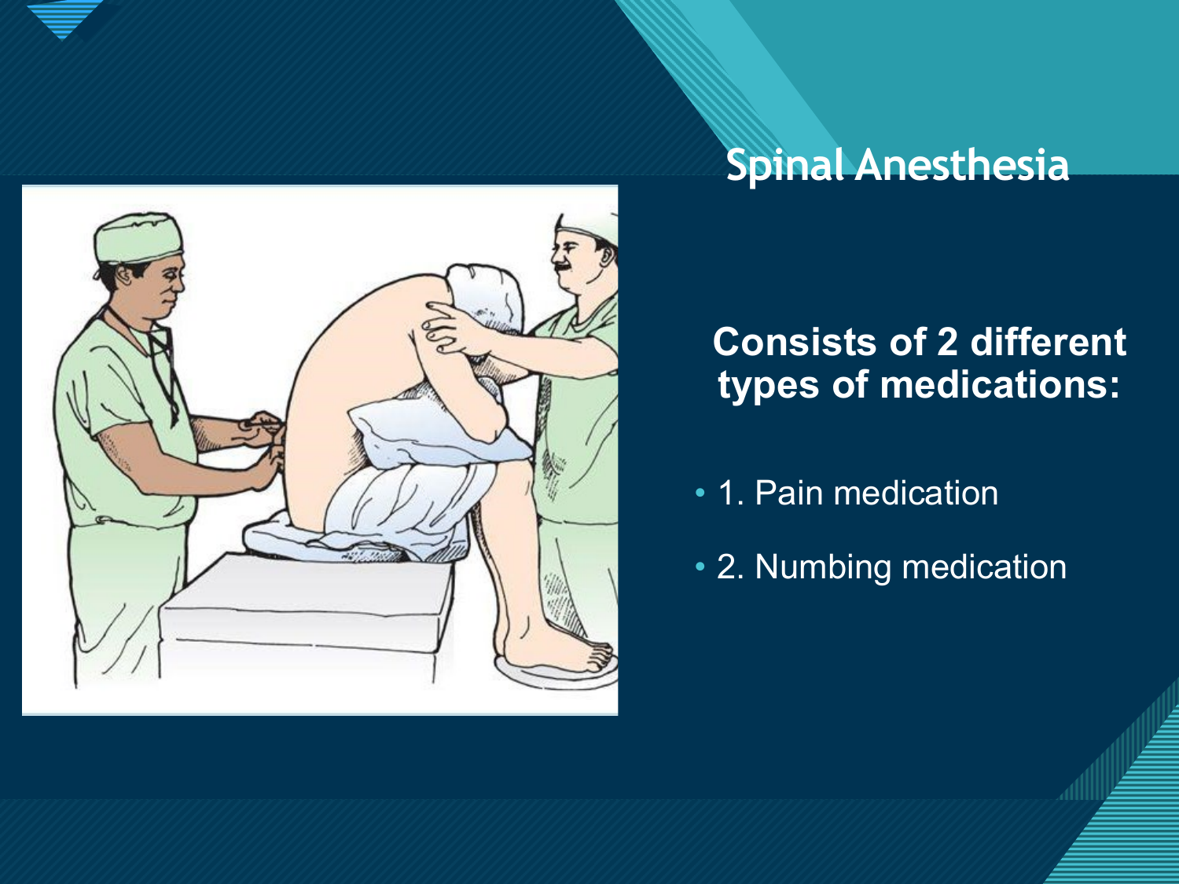# Spinal Anesthesia

**Consists of 2 different types of medications:**

- 1. Pain medication
- 2. Numbing medication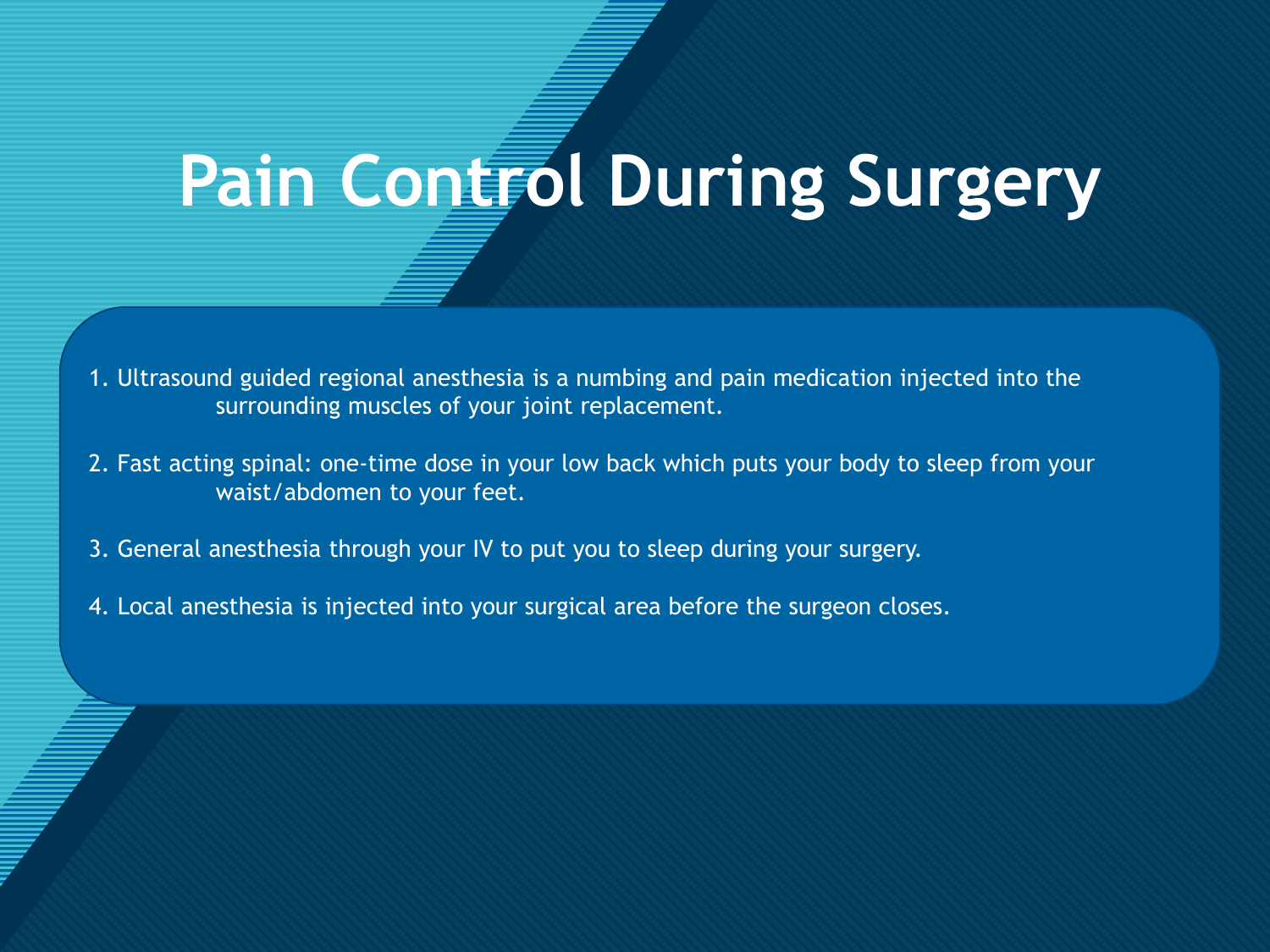# Pain Control During Surgery

1. Ultrasound guided regional anesthesia is a numbing and pain medication injected into the surrounding muscles of your joint replacement.

2. Fast acting spinal: one-time dose in your low back which puts your body to sleep from your waist/abdomen to your feet.

3. General anesthesia through your IV to put you to sleep during your surgery.

4. Local anesthesia is injected into your surgical area before the surgeon closes.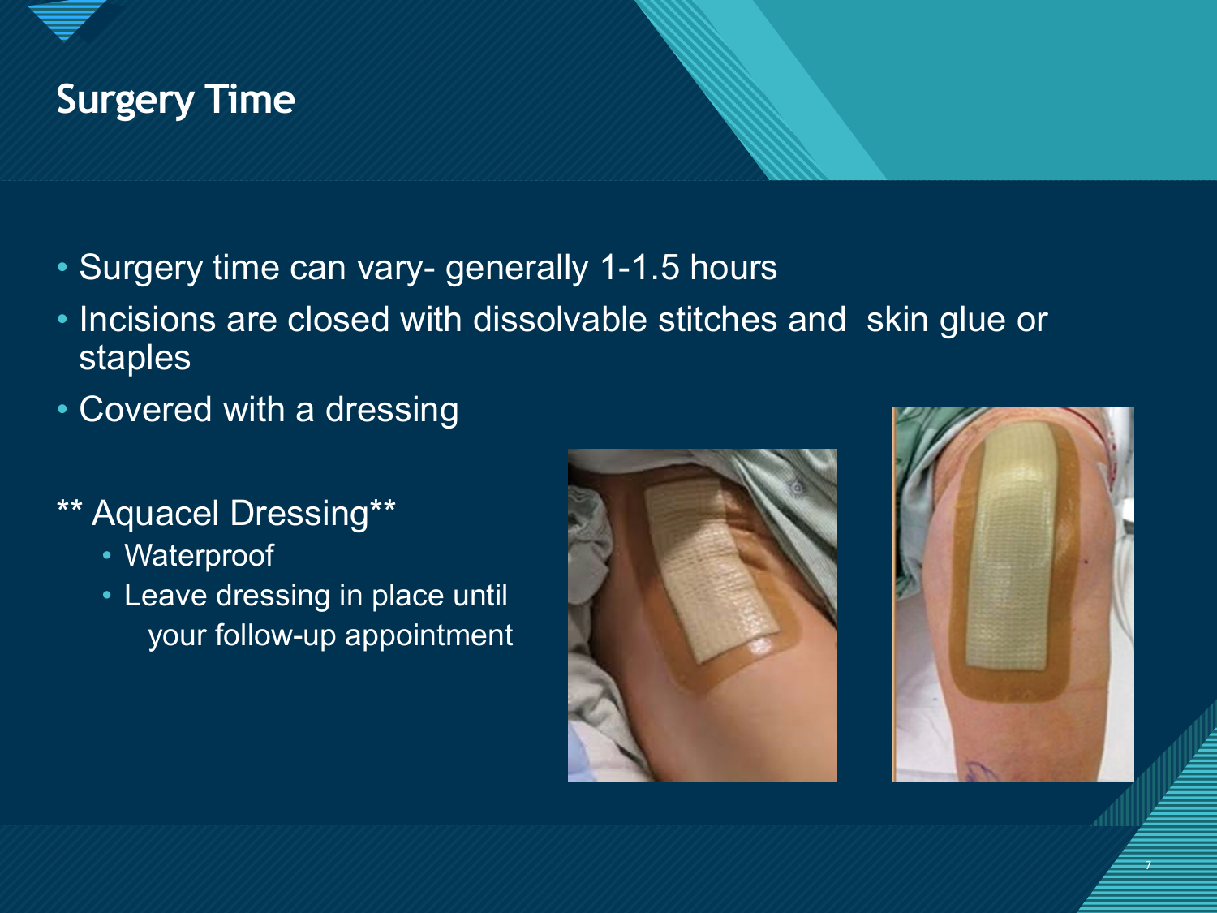# Surgery Time

- Surgery time can vary- generally 1-1.5 hours
- Incisions are closed with dissolvable stitches and skin glue or staples
- Covered with a dressing

** Aquacel Dressing**

- Waterproof
- Leave dressing in place until your follow-up appointment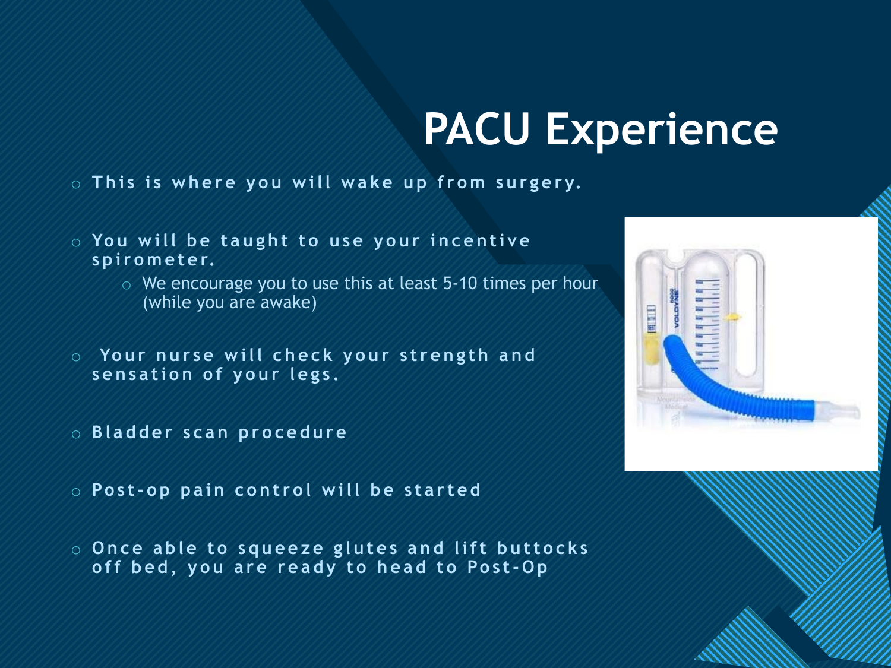# PACU Experience

- This is where you will wake up from surgery.
- You will be taught to use your incentive spirometer.
  - We encourage you to use this at least 5-10 times per hour (while you are awake)
- Your nurse will check your strength and sensation of your legs.
- Bladder scan procedure
- Post-op pain control will be started
- Once able to squeeze glutes and lift buttocks off bed, you are ready to head to Post-Op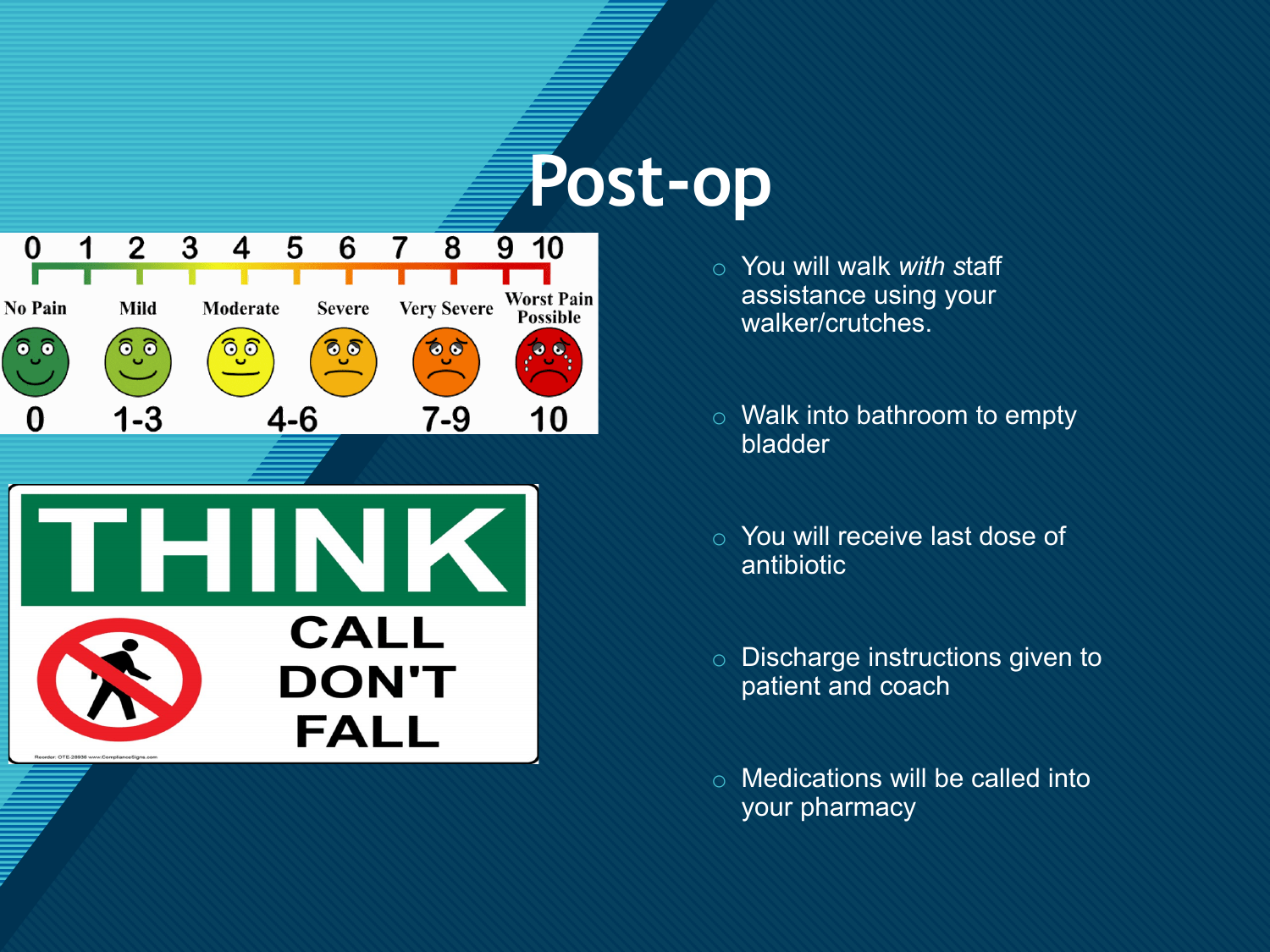# Post-op

0 1 2 3 4 5 6 7 8 9 10

No Pain | Mild | Moderate | Severe | Very Severe | Worst Pain Possible

0 | 1-3 | 4-6 | 7-9 | 10

THINK

CALL DON'T FALL

- You will walk *with* staff assistance using your walker/crutches.
- Walk into bathroom to empty bladder
- You will receive last dose of antibiotic
- Discharge instructions given to patient and coach
- Medications will be called into your pharmacy